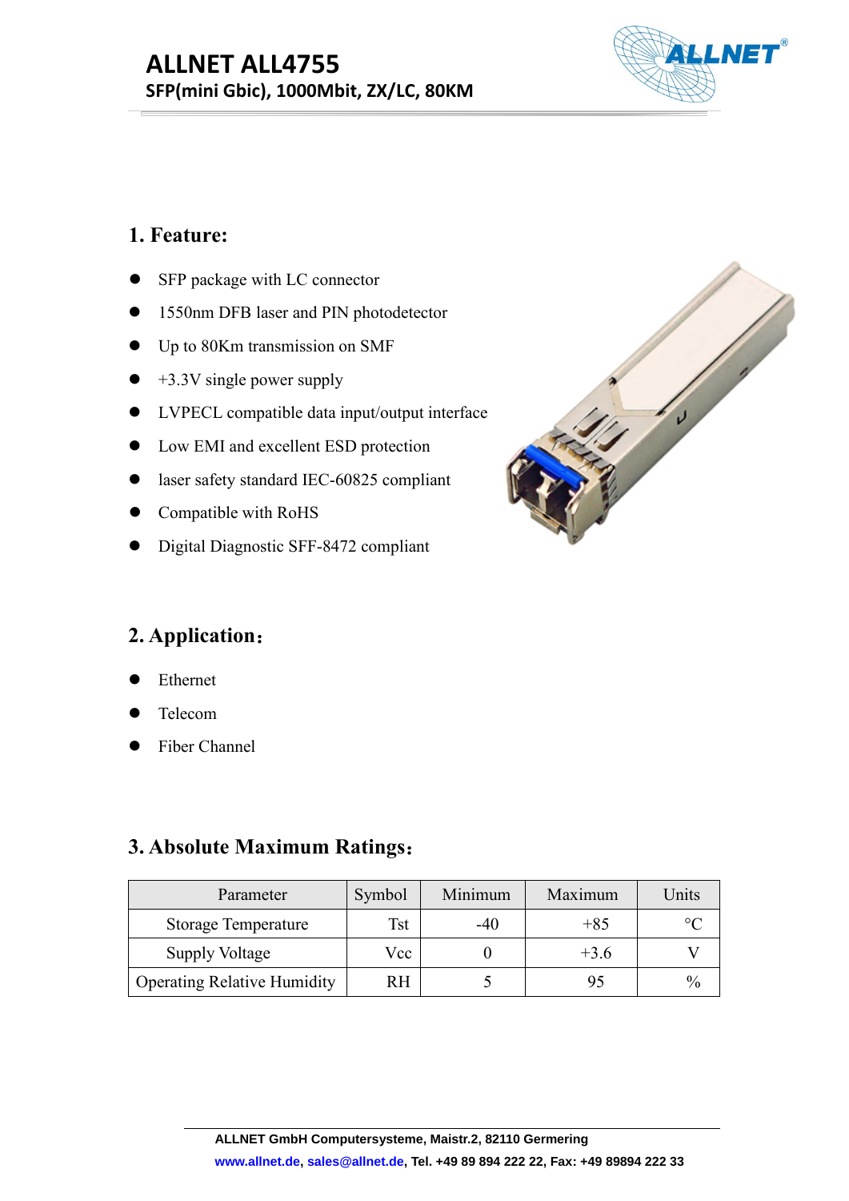# ALLNET ALL4755

**SFP(mini Gbic), 1000Mbit, ZX/LC, 80KM**

## 1. Feature:

- SFP package with LC connector
- 1550nm DFB laser and PIN photodetector
- Up to 80Km transmission on SMF
- +3.3V single power supply
- LVPECL compatible data input/output interface
- Low EMI and excellent ESD protection
- laser safety standard IEC-60825 compliant
- Compatible with RoHS
- Digital Diagnostic SFF-8472 compliant

## 2. Application：

- Ethernet
- Telecom
- Fiber Channel

## 3. Absolute Maximum Ratings：

| Parameter | Symbol | Minimum | Maximum | Units |
|---|---|---|---|---|
| Storage Temperature | Tst | -40 | +85 | °C |
| Supply Voltage | Vcc | 0 | +3.6 | V |
| Operating Relative Humidity | RH | 5 | 95 | % |

**ALLNET GmbH Computersysteme, Maistr.2, 82110 Germering**
**www.allnet.de, sales@allnet.de, Tel. +49 89 894 222 22, Fax: +49 89894 222 33**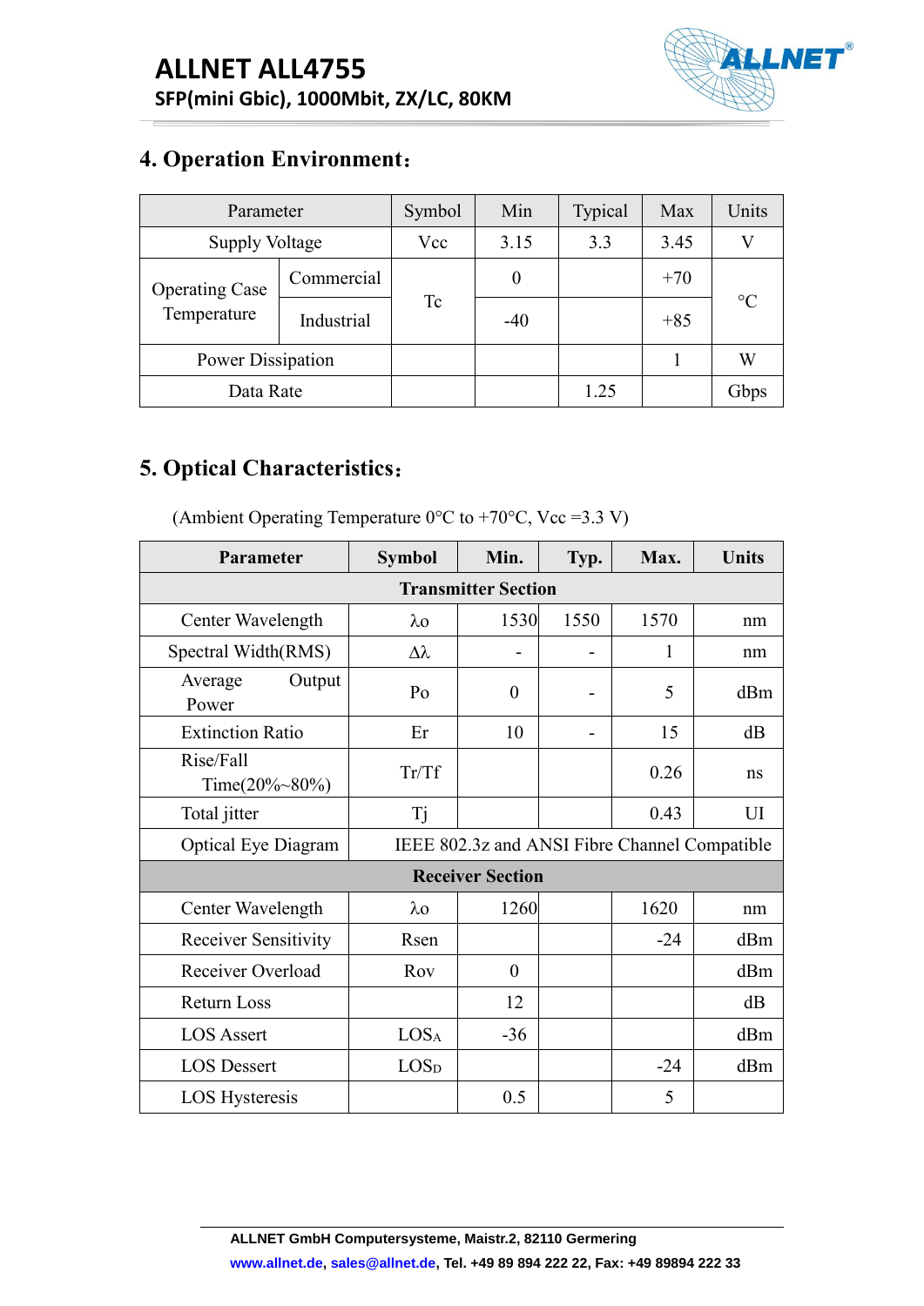## 4. Operation Environment:

| Parameter | | Symbol | Min | Typical | Max | Units |
|---|---|---|---|---|---|---|
| Supply Voltage | | Vcc | 3.15 | 3.3 | 3.45 | V |
| Operating Case Temperature | Commercial | Tc | 0 | | +70 | °C |
| | Industrial | | -40 | | +85 | |
| Power Dissipation | | | | | 1 | W |
| Data Rate | | | | 1.25 | | Gbps |

## 5. Optical Characteristics:

(Ambient Operating Temperature 0°C to +70°C, Vcc =3.3 V)

| **Parameter** | **Symbol** | **Min.** | **Typ.** | **Max.** | **Units** |
|---|---|---|---|---|---|
| **Transmitter Section** | | | | | |
| Center Wavelength | λo | 1530 | 1550 | 1570 | nm |
| Spectral Width(RMS) | Δλ | - | - | 1 | nm |
| Average Output Power | Po | 0 | - | 5 | dBm |
| Extinction Ratio | Er | 10 | - | 15 | dB |
| Rise/Fall Time(20%~80%) | Tr/Tf | | | 0.26 | ns |
| Total jitter | Tj | | | 0.43 | UI |
| Optical Eye Diagram | IEEE 802.3z and ANSI Fibre Channel Compatible | | | | |
| **Receiver Section** | | | | | |
| Center Wavelength | λo | 1260 | | 1620 | nm |
| Receiver Sensitivity | Rsen | | | -24 | dBm |
| Receiver Overload | Rov | 0 | | | dBm |
| Return Loss | | 12 | | | dB |
| LOS Assert | $LOS_A$ | -36 | | | dBm |
| LOS Dessert | $LOS_D$ | | | -24 | dBm |
| LOS Hysteresis | | 0.5 | | 5 | |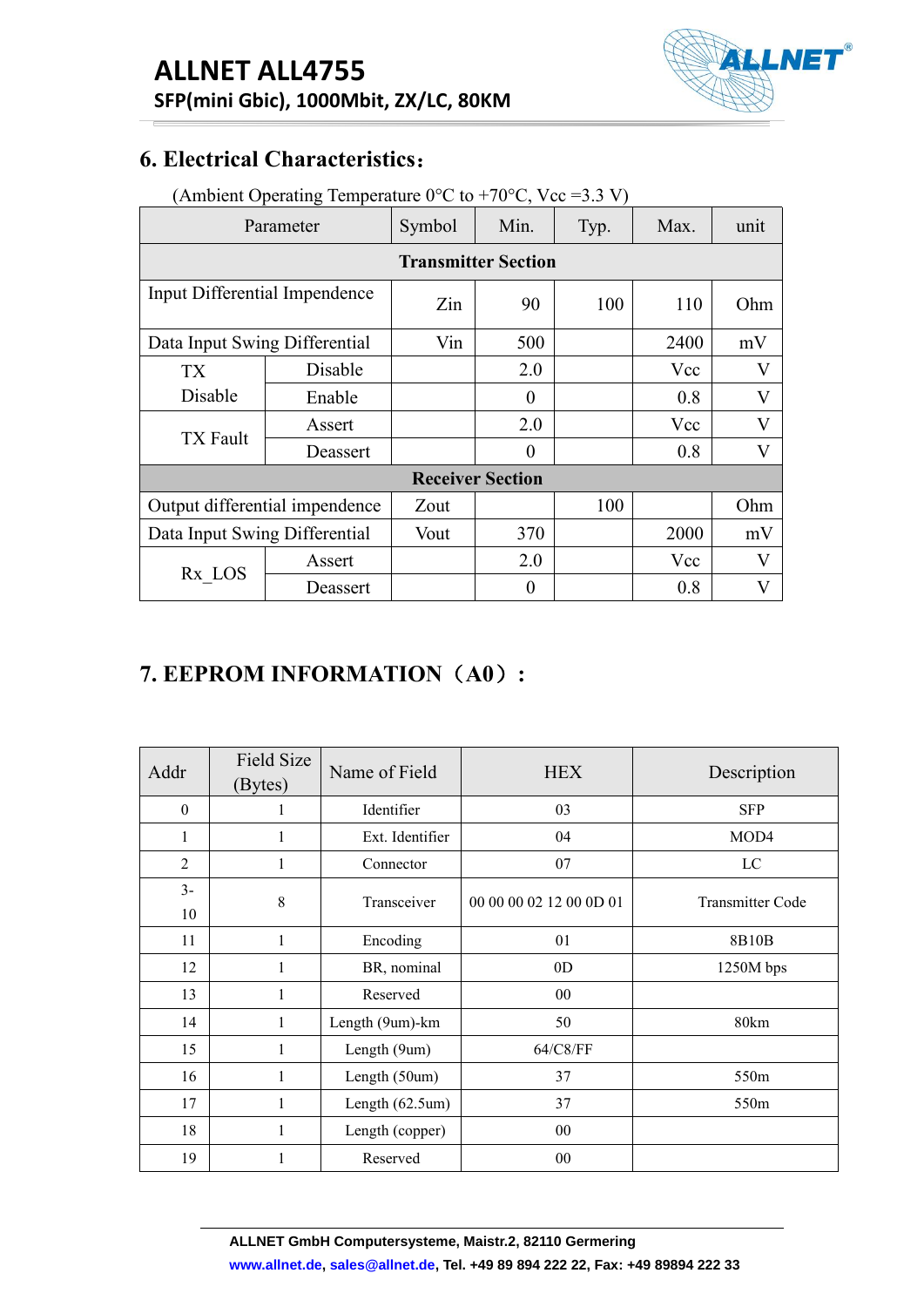## 6. Electrical Characteristics：

(Ambient Operating Temperature 0°C to +70°C, Vcc =3.3 V)

| Parameter | | Symbol | Min. | Typ. | Max. | unit |
|---|---|---|---|---|---|---|
| **Transmitter Section** | | | | | | |
| Input Differential Impendence | | Zin | 90 | 100 | 110 | Ohm |
| Data Input Swing Differential | | Vin | 500 | | 2400 | mV |
| TX Disable | Disable | | 2.0 | | Vcc | V |
| | Enable | | 0 | | 0.8 | V |
| TX Fault | Assert | | 2.0 | | Vcc | V |
| | Deassert | | 0 | | 0.8 | V |
| **Receiver Section** | | | | | | |
| Output differential impendence | | Zout | | 100 | | Ohm |
| Data Input Swing Differential | | Vout | 370 | | 2000 | mV |
| Rx_LOS | Assert | | 2.0 | | Vcc | V |
| | Deassert | | 0 | | 0.8 | V |

## 7. EEPROM INFORMATION（A0）:

| Addr | Field Size (Bytes) | Name of Field | HEX | Description |
|---|---|---|---|---|
| 0 | 1 | Identifier | 03 | SFP |
| 1 | 1 | Ext. Identifier | 04 | MOD4 |
| 2 | 1 | Connector | 07 | LC |
| 3-10 | 8 | Transceiver | 00 00 00 02 12 00 0D 01 | Transmitter Code |
| 11 | 1 | Encoding | 01 | 8B10B |
| 12 | 1 | BR, nominal | 0D | 1250M bps |
| 13 | 1 | Reserved | 00 | |
| 14 | 1 | Length (9um)-km | 50 | 80km |
| 15 | 1 | Length (9um) | 64/C8/FF | |
| 16 | 1 | Length (50um) | 37 | 550m |
| 17 | 1 | Length (62.5um) | 37 | 550m |
| 18 | 1 | Length (copper) | 00 | |
| 19 | 1 | Reserved | 00 | |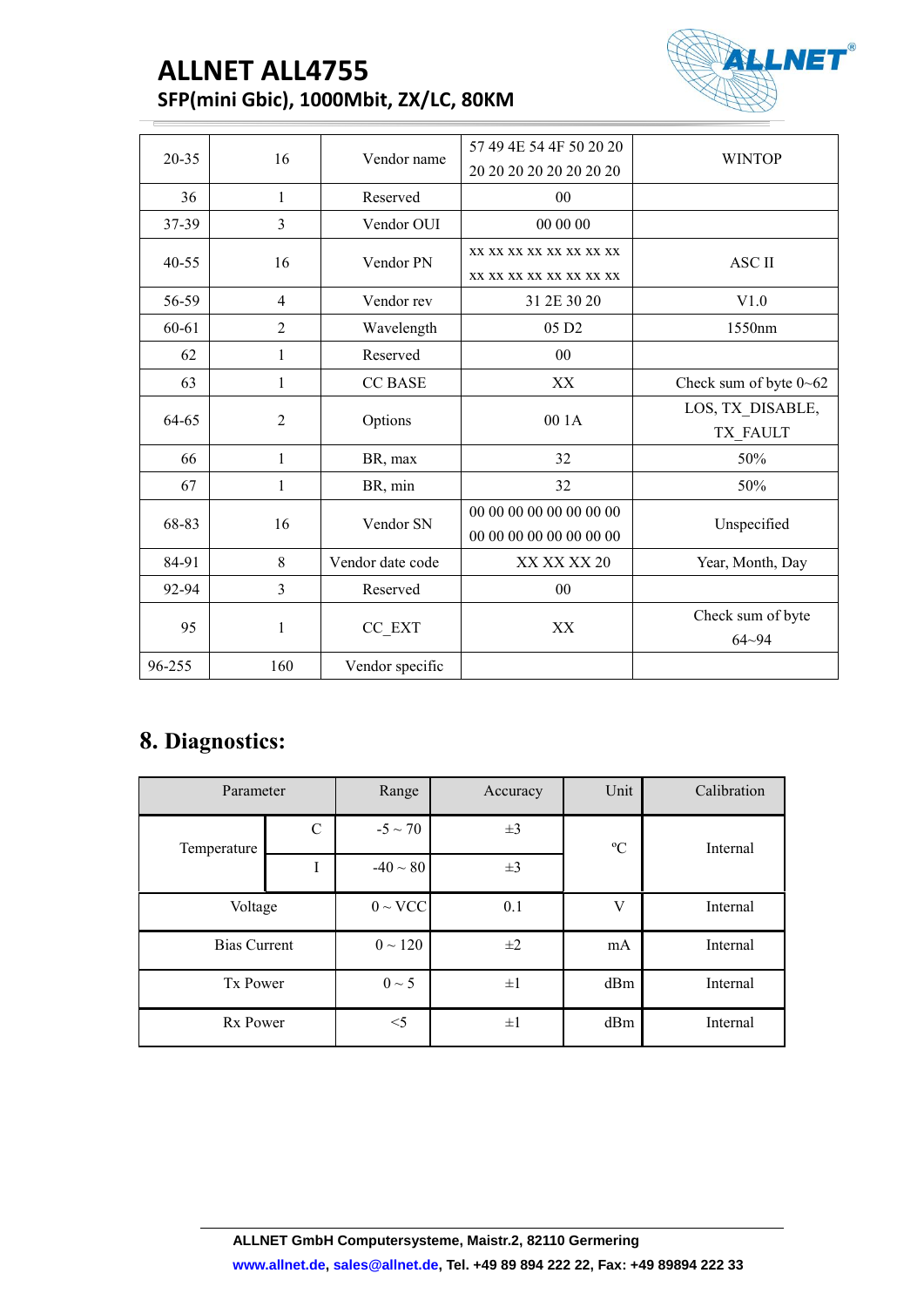| 20-35 | 16 | Vendor name | 57 49 4E 54 4F 50 20 20 20 20 20 20 20 20 20 20 | WINTOP |
|---|---|---|---|---|
| 36 | 1 | Reserved | 00 | |
| 37-39 | 3 | Vendor OUI | 00 00 00 | |
| 40-55 | 16 | Vendor PN | xx xx xx xx xx xx xx xx xx xx xx xx xx xx xx xx | ASC II |
| 56-59 | 4 | Vendor rev | 31 2E 30 20 | V1.0 |
| 60-61 | 2 | Wavelength | 05 D2 | 1550nm |
| 62 | 1 | Reserved | 00 | |
| 63 | 1 | CC BASE | XX | Check sum of byte 0~62 |
| 64-65 | 2 | Options | 00 1A | LOS, TX_DISABLE, TX_FAULT |
| 66 | 1 | BR, max | 32 | 50% |
| 67 | 1 | BR, min | 32 | 50% |
| 68-83 | 16 | Vendor SN | 00 00 00 00 00 00 00 00 00 00 00 00 00 00 00 00 | Unspecified |
| 84-91 | 8 | Vendor date code | XX XX XX 20 | Year, Month, Day |
| 92-94 | 3 | Reserved | 00 | |
| 95 | 1 | CC_EXT | XX | Check sum of byte 64~94 |
| 96-255 | 160 | Vendor specific | | |

## 8. Diagnostics:

| Parameter | | Range | Accuracy | Unit | Calibration |
|---|---|---|---|---|---|
| Temperature | C | -5 ~ 70 | ±3 | ºC | Internal |
| | I | -40 ~ 80 | ±3 | | |
| Voltage | | 0 ~ VCC | 0.1 | V | Internal |
| Bias Current | | 0 ~ 120 | ±2 | mA | Internal |
| Tx Power | | 0 ~ 5 | ±1 | dBm | Internal |
| Rx Power | | <5 | ±1 | dBm | Internal |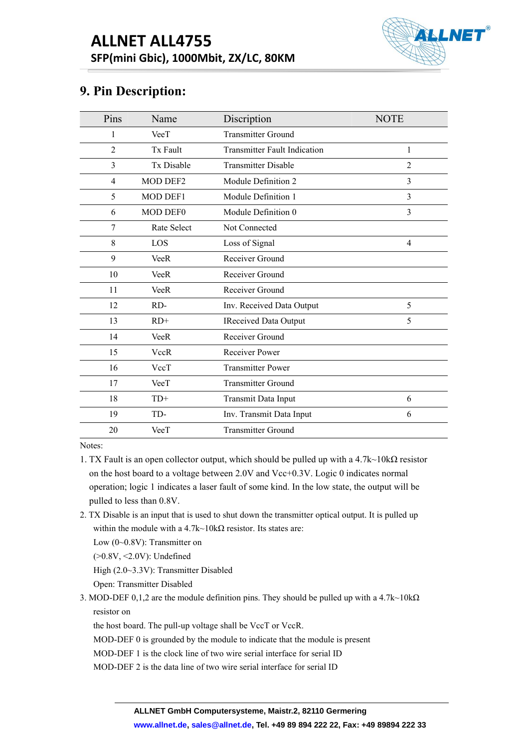## 9. Pin Description:

| Pins | Name | Discription | NOTE |
|---|---|---|---|
| 1 | VeeT | Transmitter Ground | |
| 2 | Tx Fault | Transmitter Fault Indication | 1 |
| 3 | Tx Disable | Transmitter Disable | 2 |
| 4 | MOD DEF2 | Module Definition 2 | 3 |
| 5 | MOD DEF1 | Module Definition 1 | 3 |
| 6 | MOD DEF0 | Module Definition 0 | 3 |
| 7 | Rate Select | Not Connected | |
| 8 | LOS | Loss of Signal | 4 |
| 9 | VeeR | Receiver Ground | |
| 10 | VeeR | Receiver Ground | |
| 11 | VeeR | Receiver Ground | |
| 12 | RD- | Inv. Received Data Output | 5 |
| 13 | RD+ | IReceived Data Output | 5 |
| 14 | VeeR | Receiver Ground | |
| 15 | VccR | Receiver Power | |
| 16 | VccT | Transmitter Power | |
| 17 | VeeT | Transmitter Ground | |
| 18 | TD+ | Transmit Data Input | 6 |
| 19 | TD- | Inv. Transmit Data Input | 6 |
| 20 | VeeT | Transmitter Ground | |

Notes:

1. TX Fault is an open collector output, which should be pulled up with a 4.7k~10kΩ resistor on the host board to a voltage between 2.0V and Vcc+0.3V. Logic 0 indicates normal operation; logic 1 indicates a laser fault of some kind. In the low state, the output will be pulled to less than 0.8V.
2. TX Disable is an input that is used to shut down the transmitter optical output. It is pulled up within the module with a 4.7k~10kΩ resistor. Its states are:
   Low (0~0.8V): Transmitter on
   (>0.8V, <2.0V): Undefined
   High (2.0~3.3V): Transmitter Disabled
   Open: Transmitter Disabled
3. MOD-DEF 0,1,2 are the module definition pins. They should be pulled up with a 4.7k~10kΩ resistor on
   the host board. The pull-up voltage shall be VccT or VccR.
   MOD-DEF 0 is grounded by the module to indicate that the module is present
   MOD-DEF 1 is the clock line of two wire serial interface for serial ID
   MOD-DEF 2 is the data line of two wire serial interface for serial ID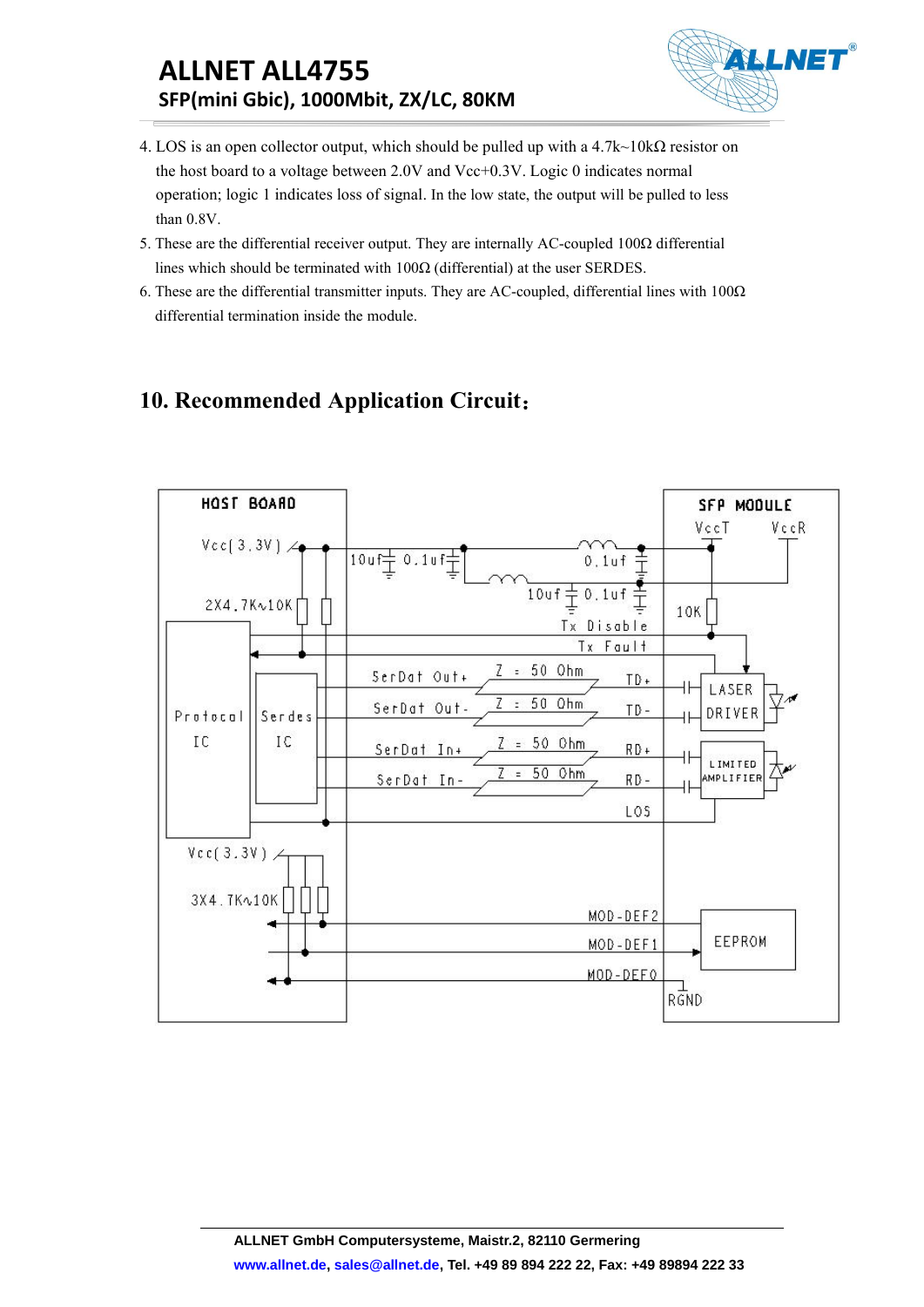4. LOS is an open collector output, which should be pulled up with a 4.7k~10kΩ resistor on the host board to a voltage between 2.0V and Vcc+0.3V. Logic 0 indicates normal operation; logic 1 indicates loss of signal. In the low state, the output will be pulled to less than 0.8V.
5. These are the differential receiver output. They are internally AC-coupled 100Ω differential lines which should be terminated with 100Ω (differential) at the user SERDES.
6. These are the differential transmitter inputs. They are AC-coupled, differential lines with 100Ω differential termination inside the module.

## 10. Recommended Application Circuit：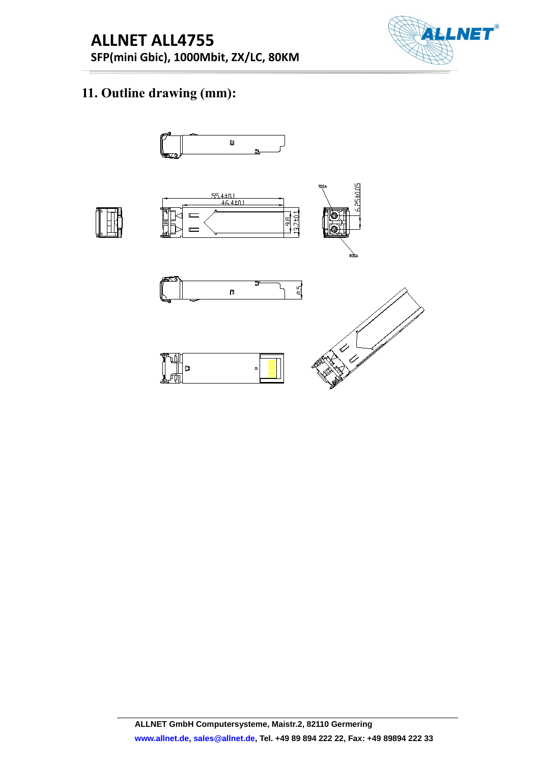## 11. Outline drawing (mm):

55.4±0.1
46.4±0.1
9.8
13.7±0.1
TOSA
6.25±0.05
ROSA
8.5